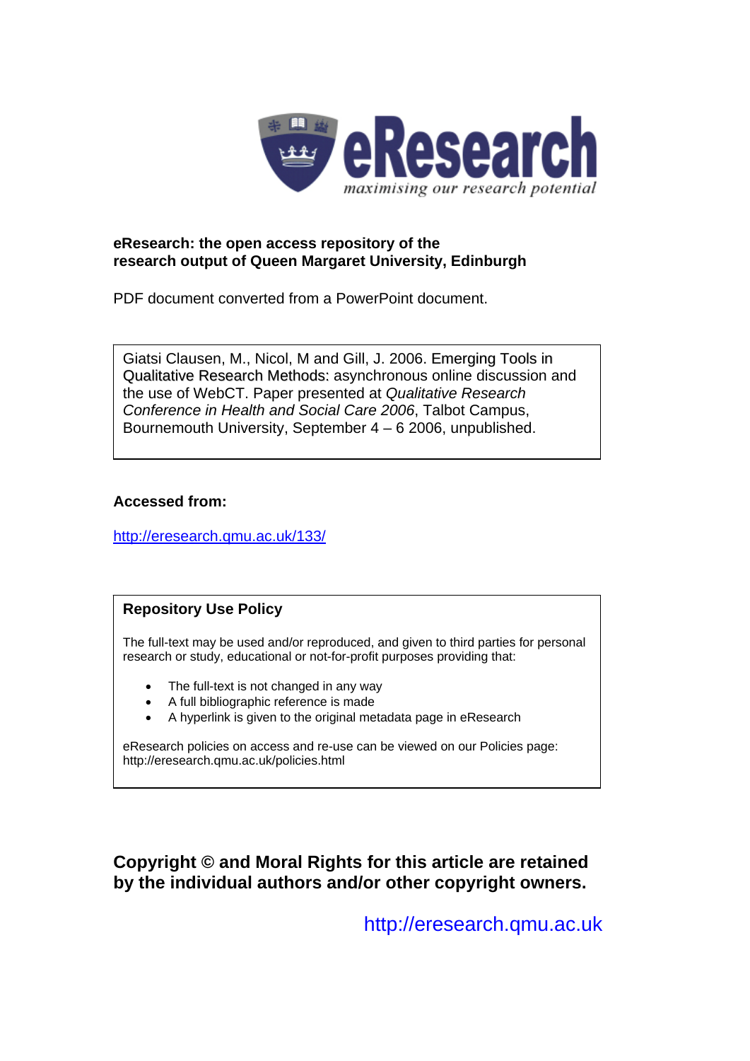# eResearch

*maximising our research potential*

**eResearch: the open access repository of the research output of Queen Margaret University, Edinburgh**

PDF document converted from a PowerPoint document.

Giatsi Clausen, M., Nicol, M and Gill, J. 2006. Emerging Tools in Qualitative Research Methods: asynchronous online discussion and the use of WebCT. Paper presented at *Qualitative Research Conference in Health and Social Care 2006*, Talbot Campus, Bournemouth University, September 4 – 6 2006, unpublished.

**Accessed from:**

http://eresearch.qmu.ac.uk/133/

**Repository Use Policy**

The full-text may be used and/or reproduced, and given to third parties for personal research or study, educational or not-for-profit purposes providing that:

- The full-text is not changed in any way
- A full bibliographic reference is made
- A hyperlink is given to the original metadata page in eResearch

eResearch policies on access and re-use can be viewed on our Policies page: http://eresearch.qmu.ac.uk/policies.html

**Copyright © and Moral Rights for this article are retained by the individual authors and/or other copyright owners.**

http://eresearch.qmu.ac.uk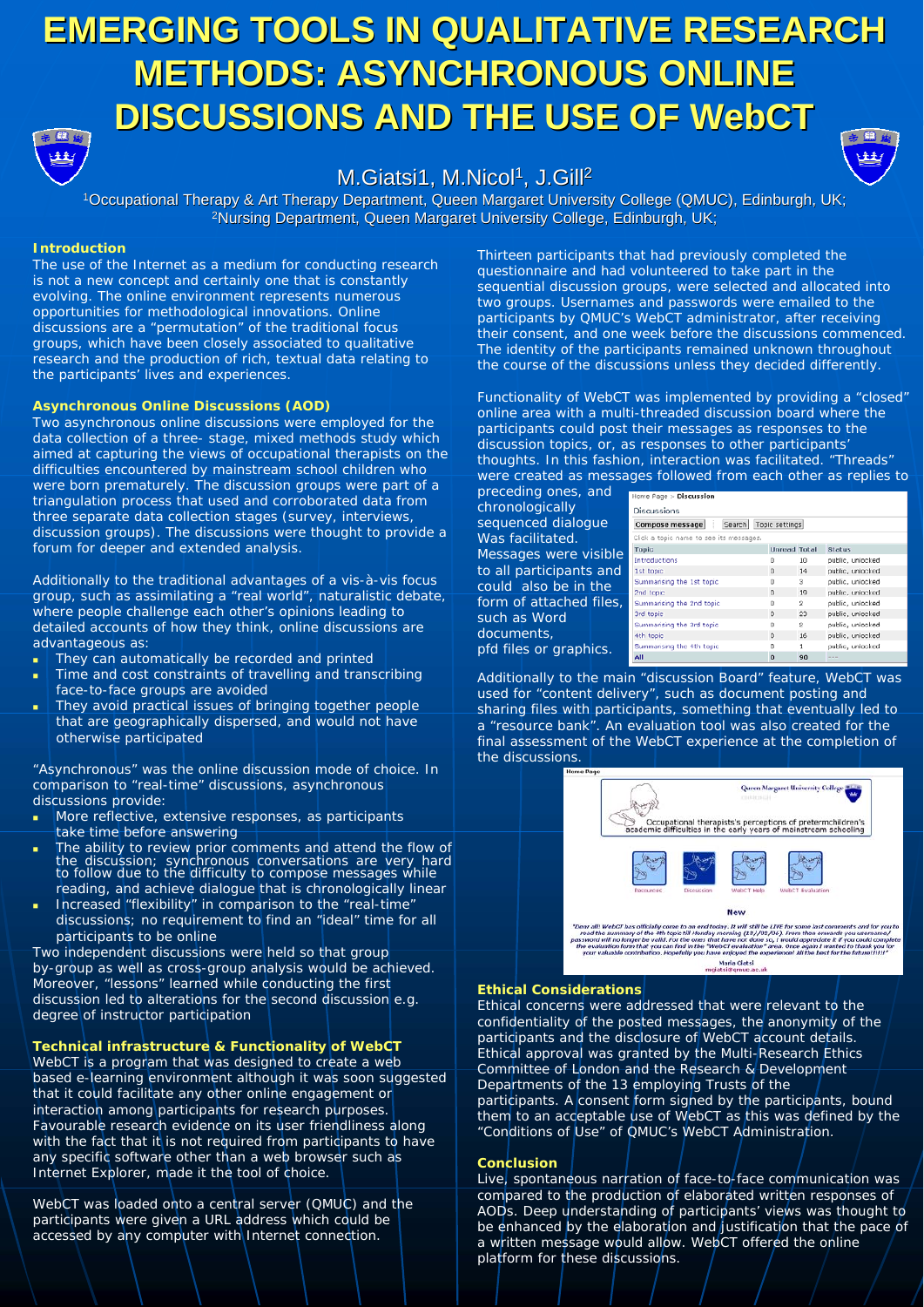# EMERGING TOOLS IN QUALITATIVE RESEARCH METHODS: ASYNCHRONOUS ONLINE DISCUSSIONS AND THE USE OF WebCT

M.Giatsi1, M.Nicol[1], J.Gill[2]

[1]Occupational Therapy & Art Therapy Department, Queen Margaret University College (QMUC), Edinburgh, UK;
[2]Nursing Department, Queen Margaret University College, Edinburgh, UK;

## Introduction

The use of the Internet as a medium for conducting research is not a new concept and certainly one that is constantly evolving. The online environment represents numerous opportunities for methodological innovations. Online discussions are a "permutation" of the traditional focus groups, which have been closely associated to qualitative research and the production of rich, textual data relating to the participants' lives and experiences.

## Asynchronous Online Discussions (AOD)

Two asynchronous online discussions were employed for the data collection of a three- stage, mixed methods study which aimed at capturing the views of occupational therapists on the difficulties encountered by mainstream school children who were born prematurely. The discussion groups were part of a triangulation process that used and corroborated data from three separate data collection stages (survey, interviews, discussion groups). The discussions were thought to provide a forum for deeper and extended analysis.

Additionally to the traditional advantages of a vis-à-vis focus group, such as assimilating a "real world", naturalistic debate, where people challenge each other's opinions leading to detailed accounts of how they think, online discussions are advantageous as:

- They can automatically be recorded and printed
- Time and cost constraints of travelling and transcribing face-to-face groups are avoided
- They avoid practical issues of bringing together people that are geographically dispersed, and would not have otherwise participated

"Asynchronous" was the online discussion mode of choice. In comparison to "real-time" discussions, asynchronous discussions provide:

- More reflective, extensive responses, as participants take time before answering
- The ability to review prior comments and attend the flow of the discussion; synchronous conversations are very hard to follow due to the difficulty to compose messages while reading, and achieve dialogue that is chronologically linear
- Increased "flexibility" in comparison to the "real-time" discussions; no requirement to find an "ideal" time for all participants to be online

Two independent discussions were held so that group by-group as well as cross-group analysis would be achieved. Moreover, "lessons" learned while conducting the first discussion led to alterations for the second discussion e.g. degree of instructor participation

## Technical infrastructure & Functionality of WebCT

WebCT is a program that was designed to create a web based e-learning environment although it was soon suggested that it could facilitate any other online engagement or interaction among participants for research purposes. Favourable research evidence on its user friendliness along with the fact that it is not required from participants to have any specific software other than a web browser such as Internet Explorer, made it the tool of choice.

WebCT was loaded onto a central server (QMUC) and the participants were given a URL address which could be accessed by any computer with Internet connection.

Thirteen participants that had previously completed the questionnaire and had volunteered to take part in the sequential discussion groups, were selected and allocated into two groups. Usernames and passwords were emailed to the participants by QMUC's WebCT administrator, after receiving their consent, and one week before the discussions commenced. The identity of the participants remained unknown throughout the course of the discussions unless they decided differently.

Functionality of WebCT was implemented by providing a "closed" online area with a multi-threaded discussion board where the participants could post their messages as responses to the discussion topics, or, as responses to other participants' thoughts. In this fashion, interaction was facilitated. "Threads" were created as messages followed from each other as replies to preceding ones, and chronologically sequenced dialogue Was facilitated. Messages were visible to all participants and could also be in the form of attached files, such as Word documents, pfd files or graphics.

Additionally to the main "discussion Board" feature, WebCT was used for "content delivery", such as document posting and sharing files with participants, something that eventually led to a "resource bank". An evaluation tool was also created for the final assessment of the WebCT experience at the completion of the discussions.

## Ethical Considerations

Ethical concerns were addressed that were relevant to the confidentiality of the posted messages, the anonymity of the participants and the disclosure of WebCT account details. Ethical approval was granted by the Multi-Research Ethics Committee of London and the Research & Development Departments of the 13 employing Trusts of the participants. A consent form signed by the participants, bound them to an acceptable use of WebCT as this was defined by the "Conditions of Use" of QMUC's WebCT Administration.

## Conclusion

Live, spontaneous narration of face-to-face communication was compared to the production of elaborated written responses of AODs. Deep understanding of participants' views was thought to be enhanced by the elaboration and justification that the pace of a written message would allow. WebCT offered the online platform for these discussions.